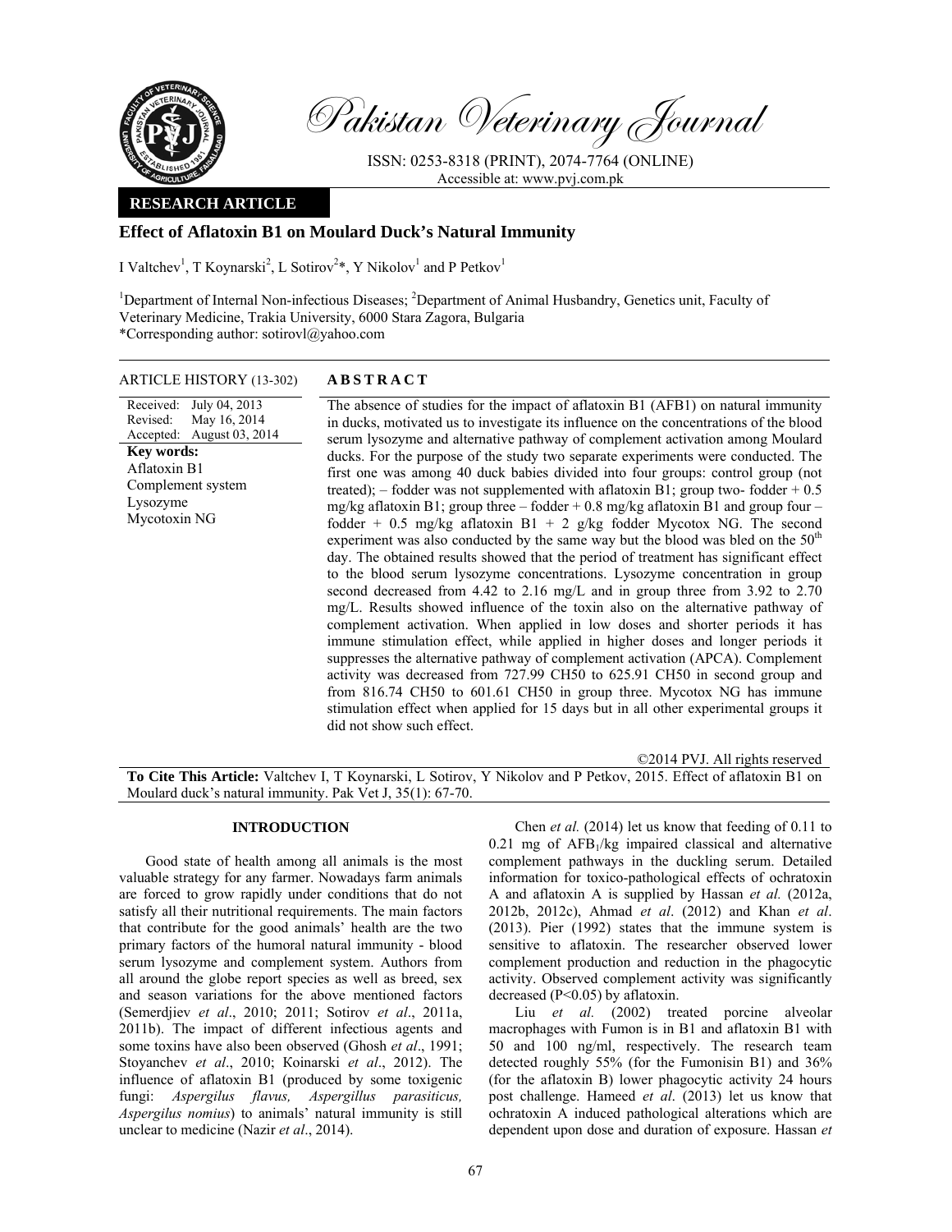Pakistan Veterinary Journal

ISSN: 0253-8318 (PRINT), 2074-7764 (ONLINE)
Accessible at: www.pvj.com.pk

**RESEARCH ARTICLE**

# Effect of Aflatoxin B1 on Moulard Duck's Natural Immunity

I Valtchev[1], T Koynarski[2], L Sotirov[2]*, Y Nikolov[1] and P Petkov[1]

[1]Department of Internal Non-infectious Diseases; [2]Department of Animal Husbandry, Genetics unit, Faculty of Veterinary Medicine, Trakia University, 6000 Stara Zagora, Bulgaria
*Corresponding author: sotirovl@yahoo.com

**ARTICLE HISTORY** (13-302)

Received: July 04, 2013
Revised: May 16, 2014
Accepted: August 03, 2014

**Key words:**
Aflatoxin B1
Complement system
Lysozyme
Mycotoxin NG

## ABSTRACT

The absence of studies for the impact of aflatoxin B1 (AFB1) on natural immunity in ducks, motivated us to investigate its influence on the concentrations of the blood serum lysozyme and alternative pathway of complement activation among Moulard ducks. For the purpose of the study two separate experiments were conducted. The first one was among 40 duck babies divided into four groups: control group (not treated); – fodder was not supplemented with aflatoxin B1; group two- fodder + 0.5 mg/kg aflatoxin B1; group three – fodder + 0.8 mg/kg aflatoxin B1 and group four – fodder + 0.5 mg/kg aflatoxin B1 + 2 g/kg fodder Mycotox NG. The second experiment was also conducted by the same way but the blood was bled on the 50[th] day. The obtained results showed that the period of treatment has significant effect to the blood serum lysozyme concentrations. Lysozyme concentration in group second decreased from 4.42 to 2.16 mg/L and in group three from 3.92 to 2.70 mg/L. Results showed influence of the toxin also on the alternative pathway of complement activation. When applied in low doses and shorter periods it has immune stimulation effect, while applied in higher doses and longer periods it suppresses the alternative pathway of complement activation (APCA). Complement activity was decreased from 727.99 CH50 to 625.91 CH50 in second group and from 816.74 CH50 to 601.61 CH50 in group three. Mycotox NG has immune stimulation effect when applied for 15 days but in all other experimental groups it did not show such effect.

©2014 PVJ. All rights reserved

**To Cite This Article:** Valtchev I, T Koynarski, L Sotirov, Y Nikolov and P Petkov, 2015. Effect of aflatoxin B1 on Moulard duck's natural immunity. Pak Vet J, 35(1): 67-70.

## INTRODUCTION

Good state of health among all animals is the most valuable strategy for any farmer. Nowadays farm animals are forced to grow rapidly under conditions that do not satisfy all their nutritional requirements. The main factors that contribute for the good animals' health are the two primary factors of the humoral natural immunity - blood serum lysozyme and complement system. Authors from all around the globe report species as well as breed, sex and season variations for the above mentioned factors (Semerdjiev *et al*., 2010; 2011; Sotirov *et al*., 2011a, 2011b). The impact of different infectious agents and some toxins have also been observed (Ghosh *et al*., 1991; Stoyanchev *et al*., 2010; Koinarski *et al*., 2012). The influence of aflatoxin B1 (produced by some toxigenic fungi: *Aspergillus flavus, Aspergillus parasiticus, Aspergillus nomius*) to animals' natural immunity is still unclear to medicine (Nazir *et al*., 2014).

Chen *et al.* (2014) let us know that feeding of 0.11 to 0.21 mg of $AFB_1$/kg impaired classical and alternative complement pathways in the duckling serum. Detailed information for toxico-pathological effects of ochratoxin A and aflatoxin A is supplied by Hassan *et al.* (2012a, 2012b, 2012c), Ahmad *et al*. (2012) and Khan *et al*. (2013). Pier (1992) states that the immune system is sensitive to aflatoxin. The researcher observed lower complement production and reduction in the phagocytic activity. Observed complement activity was significantly decreased (P<0.05) by aflatoxin.

Liu *et al.* (2002) treated porcine alveolar macrophages with Fumon is in B1 and aflatoxin B1 with 50 and 100 ng/ml, respectively. The research team detected roughly 55% (for the Fumonisin B1) and 36% (for the aflatoxin B) lower phagocytic activity 24 hours post challenge. Hameed *et al*. (2013) let us know that ochratoxin A induced pathological alterations which are dependent upon dose and duration of exposure. Hassan *et*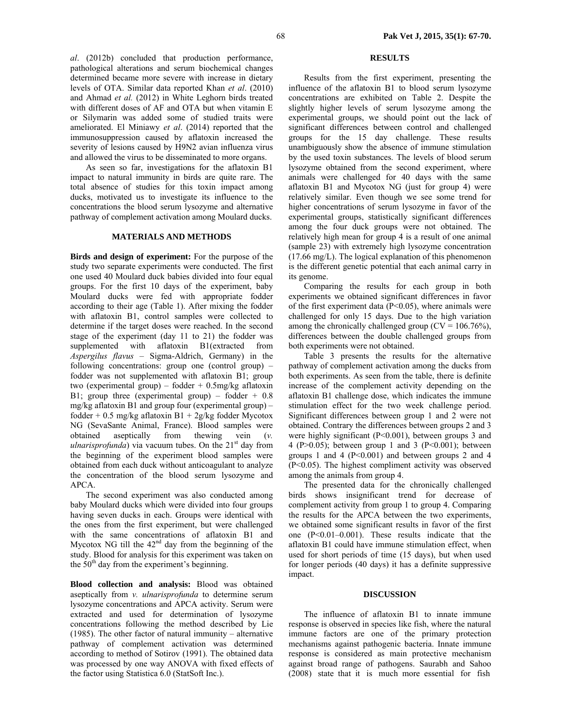*al*. (2012b) concluded that production performance, pathological alterations and serum biochemical changes determined became more severe with increase in dietary levels of OTA. Similar data reported Khan *et al*. (2010) and Ahmad *et al.* (2012) in White Leghorn birds treated with different doses of AF and OTA but when vitamin E or Silymarin was added some of studied traits were ameliorated. El Miniawy *et al*. (2014) reported that the immunosuppression caused by aflatoxin increased the severity of lesions caused by H9N2 avian influenza virus and allowed the virus to be disseminated to more organs.

As seen so far, investigations for the aflatoxin B1 impact to natural immunity in birds are quite rare. The total absence of studies for this toxin impact among ducks, motivated us to investigate its influence to the concentrations the blood serum lysozyme and alternative pathway of complement activation among Moulard ducks.

## MATERIALS AND METHODS

**Birds and design of experiment:** For the purpose of the study two separate experiments were conducted. The first one used 40 Moulard duck babies divided into four equal groups. For the first 10 days of the experiment, baby Moulard ducks were fed with appropriate fodder according to their age (Table 1). After mixing the fodder with aflatoxin B1, control samples were collected to determine if the target doses were reached. In the second stage of the experiment (day 11 to 21) the fodder was supplemented with aflatoxin B1(extracted from *Aspergillus flavus* – Sigma-Aldrich, Germany) in the following concentrations: group one (control group) – fodder was not supplemented with aflatoxin B1; group two (experimental group) – fodder + 0.5mg/kg aflatoxin B1; group three (experimental group) – fodder + 0.8 mg/kg aflatoxin B1 and group four (experimental group) – fodder + 0.5 mg/kg aflatoxin B1 + 2g/kg fodder Mycotox NG (SevaSante Animal, France). Blood samples were obtained aseptically from thewing vein (*v. ulnarisprofunda*) via vacuum tubes. On the 21st day from the beginning of the experiment blood samples were obtained from each duck without anticoagulant to analyze the concentration of the blood serum lysozyme and APCA.

The second experiment was also conducted among baby Moulard ducks which were divided into four groups having seven ducks in each. Groups were identical with the ones from the first experiment, but were challenged with the same concentrations of aflatoxin B1 and Mycotox NG till the 42nd day from the beginning of the study. Blood for analysis for this experiment was taken on the 50th day from the experiment's beginning.

**Blood collection and analysis:** Blood was obtained aseptically from *v. ulnarisprofunda* to determine serum lysozyme concentrations and APCA activity. Serum were extracted and used for determination of lysozyme concentrations following the method described by Lie (1985). The other factor of natural immunity – alternative pathway of complement activation was determined according to method of Sotirov (1991). The obtained data was processed by one way ANOVA with fixed effects of the factor using Statistica 6.0 (StatSoft Inc.).

## RESULTS

Results from the first experiment, presenting the influence of the aflatoxin B1 to blood serum lysozyme concentrations are exhibited on Table 2. Despite the slightly higher levels of serum lysozyme among the experimental groups, we should point out the lack of significant differences between control and challenged groups for the 15 day challenge. These results unambiguously show the absence of immune stimulation by the used toxin substances. The levels of blood serum lysozyme obtained from the second experiment, where animals were challenged for 40 days with the same aflatoxin B1 and Mycotox NG (just for group 4) were relatively similar. Even though we see some trend for higher concentrations of serum lysozyme in favor of the experimental groups, statistically significant differences among the four duck groups were not obtained. The relatively high mean for group 4 is a result of one animal (sample 23) with extremely high lysozyme concentration (17.66 mg/L). The logical explanation of this phenomenon is the different genetic potential that each animal carry in its genome.

Comparing the results for each group in both experiments we obtained significant differences in favor of the first experiment data ($P<0.05$), where animals were challenged for only 15 days. Due to the high variation among the chronically challenged group (CV = 106.76%), differences between the double challenged groups from both experiments were not obtained.

Table 3 presents the results for the alternative pathway of complement activation among the ducks from both experiments. As seen from the table, there is definite increase of the complement activity depending on the aflatoxin B1 challenge dose, which indicates the immune stimulation effect for the two week challenge period. Significant differences between group 1 and 2 were not obtained. Contrary the differences between groups 2 and 3 were highly significant ($P<0.001$), between groups 3 and 4 ($P>0.05$); between group 1 and 3 ($P<0.001$); between groups 1 and 4 ($P<0.001$) and between groups 2 and 4 ($P<0.05$). The highest compliment activity was observed among the animals from group 4.

The presented data for the chronically challenged birds shows insignificant trend for decrease of complement activity from group 1 to group 4. Comparing the results for the APCA between the two experiments, we obtained some significant results in favor of the first one ($P<0.01$–$0.001$). These results indicate that the aflatoxin B1 could have immune stimulation effect, when used for short periods of time (15 days), but when used for longer periods (40 days) it has a definite suppressive impact.

## DISCUSSION

The influence of aflatoxin B1 to innate immune response is observed in species like fish, where the natural immune factors are one of the primary protection mechanisms against pathogenic bacteria. Innate immune response is considered as main protective mechanism against broad range of pathogens. Saurabh and Sahoo (2008) state that it is much more essential for fish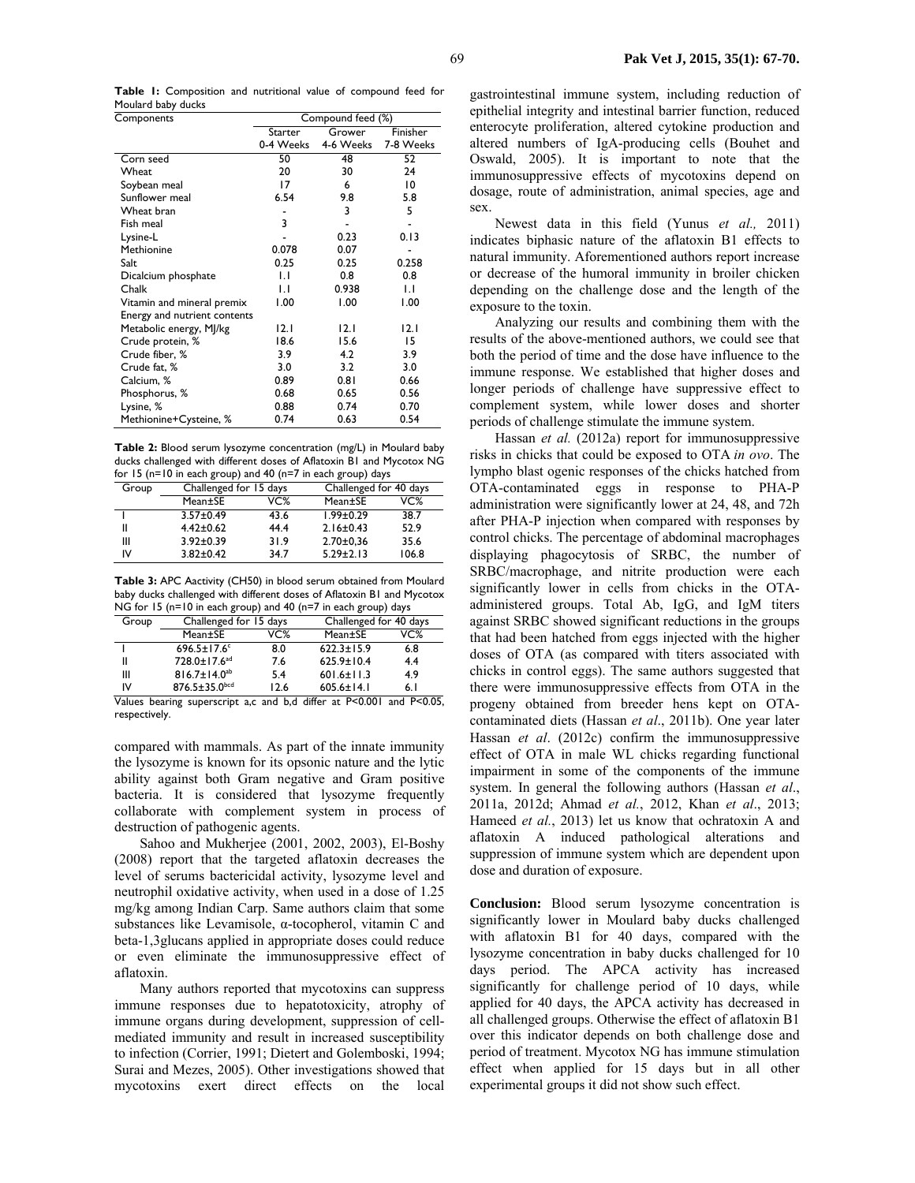**Table 1:** Composition and nutritional value of compound feed for Moulard baby ducks

| Components | Compound feed (%) | | |
|---|---|---|---|
| | Starter 0-4 Weeks | Grower 4-6 Weeks | Finisher 7-8 Weeks |
| Corn seed | 50 | 48 | 52 |
| Wheat | 20 | 30 | 24 |
| Soybean meal | 17 | 6 | 10 |
| Sunflower meal | 6.54 | 9.8 | 5.8 |
| Wheat bran | - | 3 | 5 |
| Fish meal | 3 | - | - |
| Lysine-L | - | 0.23 | 0.13 |
| Methionine | 0.078 | 0.07 | - |
| Salt | 0.25 | 0.25 | 0.258 |
| Dicalcium phosphate | 1.1 | 0.8 | 0.8 |
| Chalk | 1.1 | 0.938 | 1.1 |
| Vitamin and mineral premix | 1.00 | 1.00 | 1.00 |
| Energy and nutrient contents | | | |
| Metabolic energy, MJ/kg | 12.1 | 12.1 | 12.1 |
| Crude protein, % | 18.6 | 15.6 | 15 |
| Crude fiber, % | 3.9 | 4.2 | 3.9 |
| Crude fat, % | 3.0 | 3.2 | 3.0 |
| Calcium, % | 0.89 | 0.81 | 0.66 |
| Phosphorus, % | 0.68 | 0.65 | 0.56 |
| Lysine, % | 0.88 | 0.74 | 0.70 |
| Methionine+Cysteine, % | 0.74 | 0.63 | 0.54 |

**Table 2:** Blood serum lysozyme concentration (mg/L) in Moulard baby ducks challenged with different doses of Aflatoxin B1 and Mycotox NG for 15 (n=10 in each group) and 40 (n=7 in each group) days

| Group | Challenged for 15 days | | Challenged for 40 days | |
|---|---|---|---|---|
| | Mean±SE | VC% | Mean±SE | VC% |
| I | 3.57±0.49 | 43.6 | 1.99±0.29 | 38.7 |
| II | 4.42±0.62 | 44.4 | 2.16±0.43 | 52.9 |
| III | 3.92±0.39 | 31.9 | 2.70±0,36 | 35.6 |
| IV | 3.82±0.42 | 34.7 | 5.29±2.13 | 106.8 |

**Table 3:** APC Aactivity (CH50) in blood serum obtained from Moulard baby ducks challenged with different doses of Aflatoxin B1 and Mycotox NG for 15 (n=10 in each group) and 40 (n=7 in each group) days

| Group | Challenged for 15 days | | Challenged for 40 days | |
|---|---|---|---|---|
| | Mean±SE | VC% | Mean±SE | VC% |
| I | 696.5±17.6[c] | 8.0 | 622.3±15.9 | 6.8 |
| II | 728.0±17.6[ad] | 7.6 | 625.9±10.4 | 4.4 |
| III | 816.7±14.0[ab] | 5.4 | 601.6±11.3 | 4.9 |
| IV | 876.5±35.0[bcd] | 12.6 | 605.6±14.1 | 6.1 |

Values bearing superscript a,c and b,d differ at P<0.001 and P<0.05, respectively.

compared with mammals. As part of the innate immunity the lysozyme is known for its opsonic nature and the lytic ability against both Gram negative and Gram positive bacteria. It is considered that lysozyme frequently collaborate with complement system in process of destruction of pathogenic agents.

Sahoo and Mukherjee (2001, 2002, 2003), El-Boshy (2008) report that the targeted aflatoxin decreases the level of serums bactericidal activity, lysozyme level and neutrophil oxidative activity, when used in a dose of 1.25 mg/kg among Indian Carp. Same authors claim that some substances like Levamisole, α-tocopherol, vitamin C and beta-1,3glucans applied in appropriate doses could reduce or even eliminate the immunosuppressive effect of aflatoxin.

Many authors reported that mycotoxins can suppress immune responses due to hepatotoxicity, atrophy of immune organs during development, suppression of cell-mediated immunity and result in increased susceptibility to infection (Corrier, 1991; Dietert and Golemboski, 1994; Surai and Mezes, 2005). Other investigations showed that mycotoxins exert direct effects on the local gastrointestinal immune system, including reduction of epithelial integrity and intestinal barrier function, reduced enterocyte proliferation, altered cytokine production and altered numbers of IgA-producing cells (Bouhet and Oswald, 2005). It is important to note that the immunosuppressive effects of mycotoxins depend on dosage, route of administration, animal species, age and sex.

Newest data in this field (Yunus *et al.,* 2011) indicates biphasic nature of the aflatoxin B1 effects to natural immunity. Aforementioned authors report increase or decrease of the humoral immunity in broiler chicken depending on the challenge dose and the length of the exposure to the toxin.

Analyzing our results and combining them with the results of the above-mentioned authors, we could see that both the period of time and the dose have influence to the immune response. We established that higher doses and longer periods of challenge have suppressive effect to complement system, while lower doses and shorter periods of challenge stimulate the immune system.

Hassan *et al.* (2012a) report for immunosuppressive risks in chicks that could be exposed to OTA *in ovo*. The lympho blast ogenic responses of the chicks hatched from OTA-contaminated eggs in response to PHA-P administration were significantly lower at 24, 48, and 72h after PHA-P injection when compared with responses by control chicks. The percentage of abdominal macrophages displaying phagocytosis of SRBC, the number of SRBC/macrophage, and nitrite production were each significantly lower in cells from chicks in the OTA-administered groups. Total Ab, IgG, and IgM titers against SRBC showed significant reductions in the groups that had been hatched from eggs injected with the higher doses of OTA (as compared with titers associated with chicks in control eggs). The same authors suggested that there were immunosuppressive effects from OTA in the progeny obtained from breeder hens kept on OTA-contaminated diets (Hassan *et al*., 2011b). One year later Hassan *et al*. (2012c) confirm the immunosuppressive effect of OTA in male WL chicks regarding functional impairment in some of the components of the immune system. In general the following authors (Hassan *et al*., 2011a, 2012d; Ahmad *et al.*, 2012, Khan *et al*., 2013; Hameed *et al.*, 2013) let us know that ochratoxin A and aflatoxin A induced pathological alterations and suppression of immune system which are dependent upon dose and duration of exposure.

**Conclusion:** Blood serum lysozyme concentration is significantly lower in Moulard baby ducks challenged with aflatoxin B1 for 40 days, compared with the lysozyme concentration in baby ducks challenged for 10 days period. The APCA activity has increased significantly for challenge period of 10 days, while applied for 40 days, the APCA activity has decreased in all challenged groups. Otherwise the effect of aflatoxin B1 over this indicator depends on both challenge dose and period of treatment. Mycotox NG has immune stimulation effect when applied for 15 days but in all other experimental groups it did not show such effect.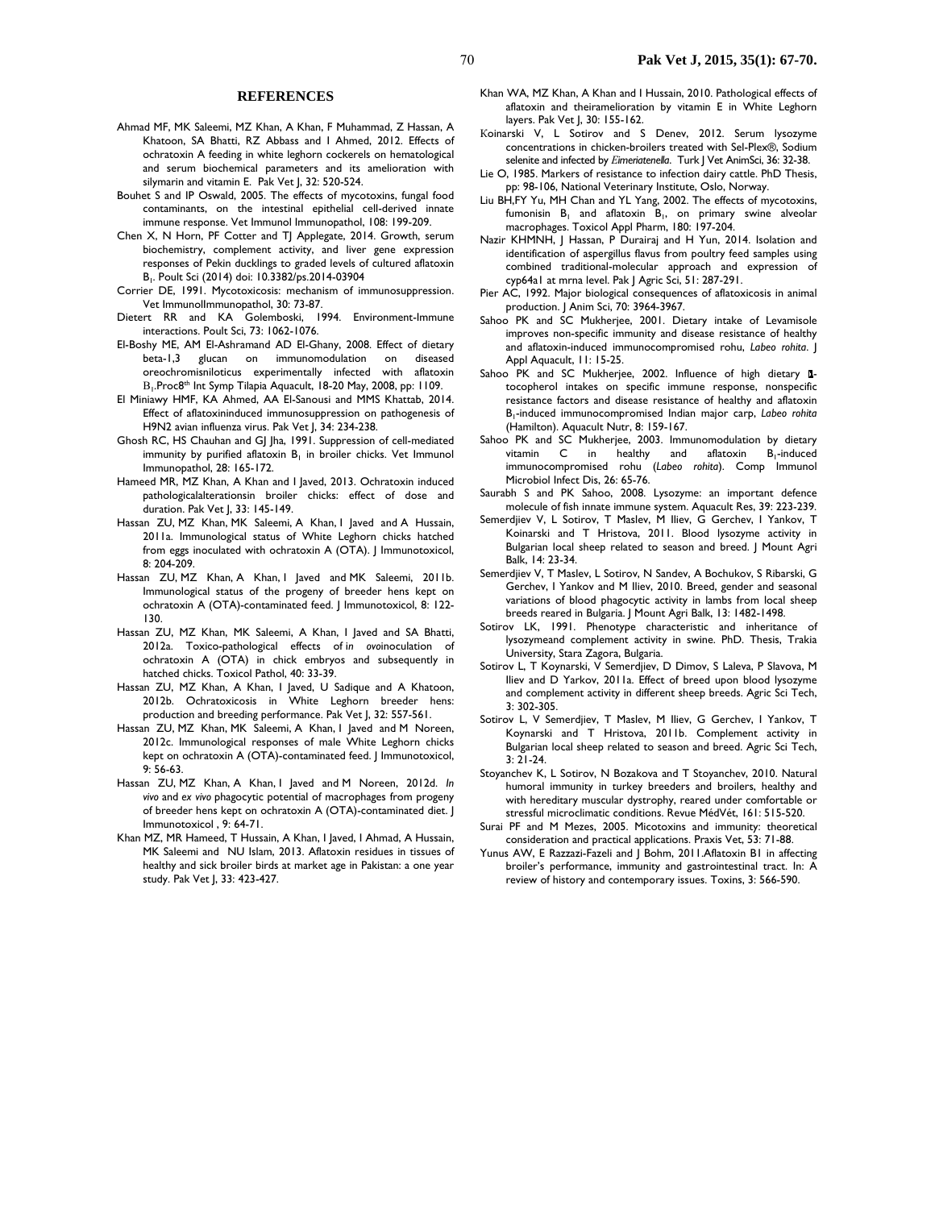## REFERENCES

Ahmad MF, MK Saleemi, MZ Khan, A Khan, F Muhammad, Z Hassan, A Khatoon, SA Bhatti, RZ Abbass and I Ahmed, 2012. Effects of ochratoxin A feeding in white leghorn cockerels on hematological and serum biochemical parameters and its amelioration with silymarin and vitamin E. Pak Vet J, 32: 520-524.

Bouhet S and IP Oswald, 2005. The effects of mycotoxins, fungal food contaminants, on the intestinal epithelial cell-derived innate immune response. Vet Immunol Immunopathol, 108: 199-209.

Chen X, N Horn, PF Cotter and TJ Applegate, 2014. Growth, serum biochemistry, complement activity, and liver gene expression responses of Pekin ducklings to graded levels of cultured aflatoxin $B_1$. Poult Sci (2014) doi: 10.3382/ps.2014-03904

Corrier DE, 1991. Mycotoxicosis: mechanism of immunosuppression. Vet ImmunolImmunopathol, 30: 73-87.

Dietert RR and KA Golemboski, 1994. Environment-Immune interactions. Poult Sci, 73: 1062-1076.

El-Boshy ME, AM El-Ashramand AD El-Ghany, 2008. Effect of dietary beta-1,3 glucan on immunomodulation on diseased oreochromisniloticus experimentally infected with aflatoxin $B_1$.Proc8th Int Symp Tilapia Aquacult, 18-20 May, 2008, pp: 1109.

El Miniawy HMF, KA Ahmed, AA El-Sanousi and MMS Khattab, 2014. Effect of aflatoxininduced immunosuppression on pathogenesis of H9N2 avian influenza virus. Pak Vet J, 34: 234-238.

Ghosh RC, HS Chauhan and GJ Jha, 1991. Suppression of cell-mediated immunity by purified aflatoxin $B_1$ in broiler chicks. Vet Immunol Immunopathol, 28: 165-172.

Hameed MR, MZ Khan, A Khan and I Javed, 2013. Ochratoxin induced pathologicalalterationsin broiler chicks: effect of dose and duration. Pak Vet J, 33: 145-149.

Hassan ZU, MZ Khan, MK Saleemi, A Khan, I Javed and A Hussain, 2011a. Immunological status of White Leghorn chicks hatched from eggs inoculated with ochratoxin A (OTA). J Immunotoxicol, 8: 204-209.

Hassan ZU, MZ Khan, A Khan, I Javed and MK Saleemi, 2011b. Immunological status of the progeny of breeder hens kept on ochratoxin A (OTA)-contaminated feed. J Immunotoxicol, 8: 122-130.

Hassan ZU, MZ Khan, MK Saleemi, A Khan, I Javed and SA Bhatti, 2012a. Toxico-pathological effects of *in ovo*inoculation of ochratoxin A (OTA) in chick embryos and subsequently in hatched chicks. Toxicol Pathol, 40: 33-39.

Hassan ZU, MZ Khan, A Khan, I Javed, U Sadique and A Khatoon, 2012b. Ochratoxicosis in White Leghorn breeder hens: production and breeding performance. Pak Vet J, 32: 557-561.

Hassan ZU, MZ Khan, MK Saleemi, A Khan, I Javed and M Noreen, 2012c. Immunological responses of male White Leghorn chicks kept on ochratoxin A (OTA)-contaminated feed. J Immunotoxicol, 9: 56-63.

Hassan ZU, MZ Khan, A Khan, I Javed and M Noreen, 2012d. *In vivo* and *ex vivo* phagocytic potential of macrophages from progeny of breeder hens kept on ochratoxin A (OTA)-contaminated diet. J Immunotoxicol , 9: 64-71.

Khan MZ, MR Hameed, T Hussain, A Khan, I Javed, I Ahmad, A Hussain, MK Saleemi and NU Islam, 2013. Aflatoxin residues in tissues of healthy and sick broiler birds at market age in Pakistan: a one year study. Pak Vet J, 33: 423-427.

Khan WA, MZ Khan, A Khan and I Hussain, 2010. Pathological effects of aflatoxin and theiramelioration by vitamin E in White Leghorn layers. Pak Vet J, 30: 155-162.

Koinarski V, L Sotirov and S Denev, 2012. Serum lysozyme concentrations in chicken-broilers treated with Sel-Plex®, Sodium selenite and infected by *Eimeriatenella*. Turk J Vet AnimSci, 36: 32-38.

Lie O, 1985. Markers of resistance to infection dairy cattle. PhD Thesis, pp: 98-106, National Veterinary Institute, Oslo, Norway.

Liu BH,FY Yu, MH Chan and YL Yang, 2002. The effects of mycotoxins, fumonisin $B_1$ and aflatoxin $B_1$, on primary swine alveolar macrophages. Toxicol Appl Pharm, 180: 197-204.

Nazir KHMNH, J Hassan, P Durairaj and H Yun, 2014. Isolation and identification of aspergillus flavus from poultry feed samples using combined traditional-molecular approach and expression of cyp64a1 at mrna level. Pak J Agric Sci, 51: 287-291.

Pier AC, 1992. Major biological consequences of aflatoxicosis in animal production. J Anim Sci, 70: 3964-3967.

Sahoo PK and SC Mukherjee, 2001. Dietary intake of Levamisole improves non-specific immunity and disease resistance of healthy and aflatoxin-induced immunocompromised rohu, *Labeo rohita*. J Appl Aquacult, 11: 15-25.

Sahoo PK and SC Mukherjee, 2002. Influence of high dietary α-tocopherol intakes on specific immune response, nonspecific resistance factors and disease resistance of healthy and aflatoxin $B_1$-induced immunocompromised Indian major carp, *Labeo rohita* (Hamilton). Aquacult Nutr, 8: 159-167.

Sahoo PK and SC Mukherjee, 2003. Immunomodulation by dietary vitamin C in healthy and aflatoxin $B_1$-induced immunocompromised rohu (*Labeo rohita*). Comp Immunol Microbiol Infect Dis, 26: 65-76.

Saurabh S and PK Sahoo, 2008. Lysozyme: an important defence molecule of fish innate immune system. Aquacult Res, 39: 223-239.

Semerdjiev V, L Sotirov, T Maslev, M Iliev, G Gerchev, I Yankov, T Koinarski and T Hristova, 2011. Blood lysozyme activity in Bulgarian local sheep related to season and breed. J Mount Agri Balk, 14: 23-34.

Semerdjiev V, T Maslev, L Sotirov, N Sandev, A Bochukov, S Ribarski, G Gerchev, I Yankov and M Iliev, 2010. Breed, gender and seasonal variations of blood phagocytic activity in lambs from local sheep breeds reared in Bulgaria. J Mount Agri Balk, 13: 1482-1498.

Sotirov LK, 1991. Phenotype characteristic and inheritance of lysozymeand complement activity in swine. PhD. Thesis, Trakia University, Stara Zagora, Bulgaria.

Sotirov L, T Koynarski, V Semerdjiev, D Dimov, S Laleva, P Slavova, M Iliev and D Yarkov, 2011a. Effect of breed upon blood lysozyme and complement activity in different sheep breeds. Agric Sci Tech, 3: 302-305.

Sotirov L, V Semerdjiev, T Maslev, M Iliev, G Gerchev, I Yankov, T Koynarski and T Hristova, 2011b. Complement activity in Bulgarian local sheep related to season and breed. Agric Sci Tech, 3: 21-24.

Stoyanchev K, L Sotirov, N Bozakova and T Stoyanchev, 2010. Natural humoral immunity in turkey breeders and broilers, healthy and with hereditary muscular dystrophy, reared under comfortable or stressful microclimatic conditions. Revue MédVét, 161: 515-520.

Surai PF and M Mezes, 2005. Micotoxins and immunity: theoretical consideration and practical applications. Praxis Vet, 53: 71-88.

Yunus AW, E Razzazi-Fazeli and J Bohm, 2011.Aflatoxin B1 in affecting broiler's performance, immunity and gastrointestinal tract. In: A review of history and contemporary issues. Toxins, 3: 566-590.